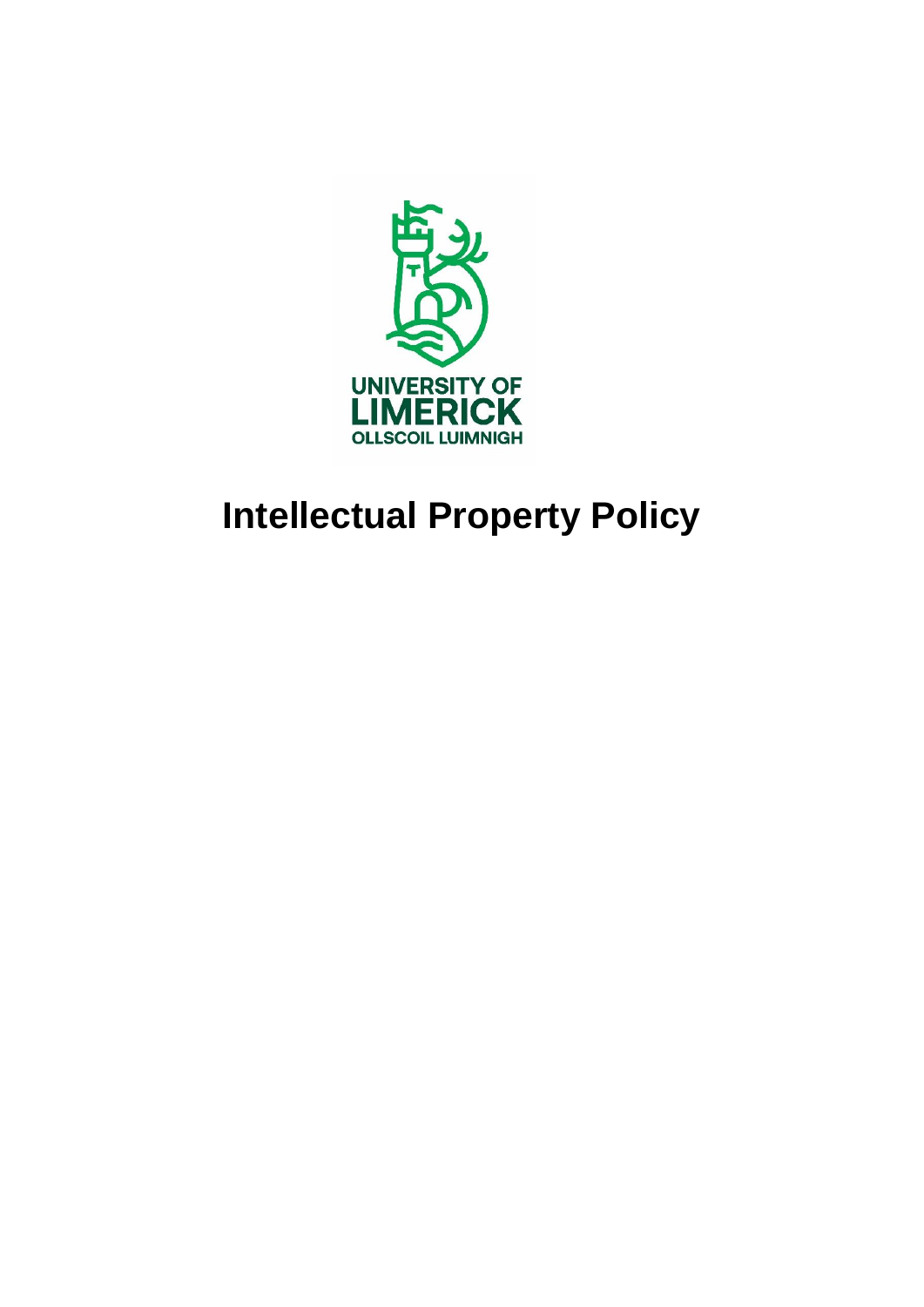UNIVERSITY OF LIMERICK

OLLSCOIL LUIMNIGH

# Intellectual Property Policy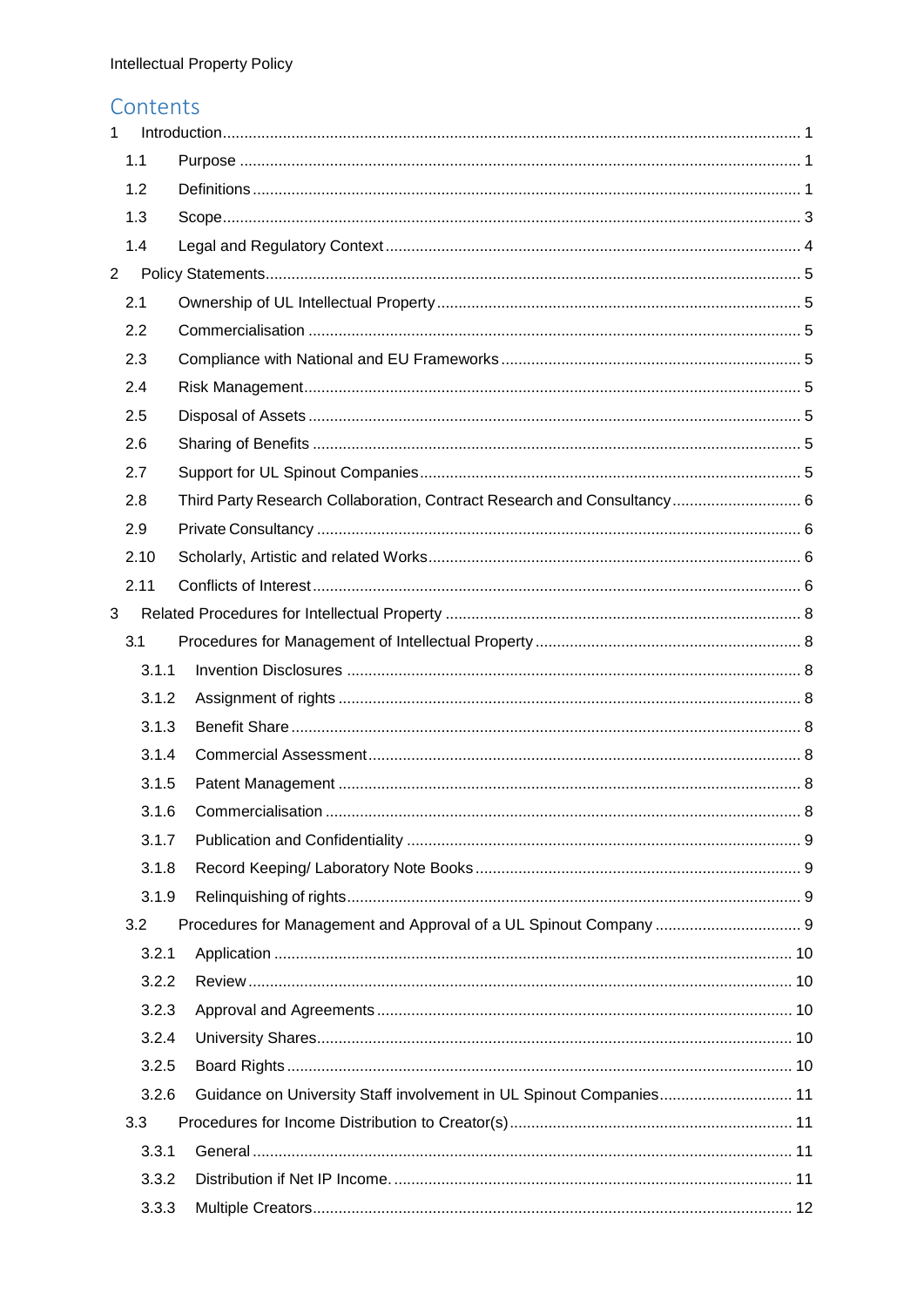## Contents

1 Introduction ..... 1
- 1.1 Purpose ..... 1
- 1.2 Definitions ..... 1
- 1.3 Scope ..... 3
- 1.4 Legal and Regulatory Context ..... 4

2 Policy Statements ..... 5
- 2.1 Ownership of UL Intellectual Property ..... 5
- 2.2 Commercialisation ..... 5
- 2.3 Compliance with National and EU Frameworks ..... 5
- 2.4 Risk Management ..... 5
- 2.5 Disposal of Assets ..... 5
- 2.6 Sharing of Benefits ..... 5
- 2.7 Support for UL Spinout Companies ..... 5
- 2.8 Third Party Research Collaboration, Contract Research and Consultancy ..... 6
- 2.9 Private Consultancy ..... 6
- 2.10 Scholarly, Artistic and related Works ..... 6
- 2.11 Conflicts of Interest ..... 6

3 Related Procedures for Intellectual Property ..... 8
- 3.1 Procedures for Management of Intellectual Property ..... 8
  - 3.1.1 Invention Disclosures ..... 8
  - 3.1.2 Assignment of rights ..... 8
  - 3.1.3 Benefit Share ..... 8
  - 3.1.4 Commercial Assessment ..... 8
  - 3.1.5 Patent Management ..... 8
  - 3.1.6 Commercialisation ..... 8
  - 3.1.7 Publication and Confidentiality ..... 9
  - 3.1.8 Record Keeping/ Laboratory Note Books ..... 9
  - 3.1.9 Relinquishing of rights ..... 9
- 3.2 Procedures for Management and Approval of a UL Spinout Company ..... 9
  - 3.2.1 Application ..... 10
  - 3.2.2 Review ..... 10
  - 3.2.3 Approval and Agreements ..... 10
  - 3.2.4 University Shares ..... 10
  - 3.2.5 Board Rights ..... 10
  - 3.2.6 Guidance on University Staff involvement in UL Spinout Companies ..... 11
- 3.3 Procedures for Income Distribution to Creator(s) ..... 11
  - 3.3.1 General ..... 11
  - 3.3.2 Distribution if Net IP Income. ..... 11
  - 3.3.3 Multiple Creators ..... 12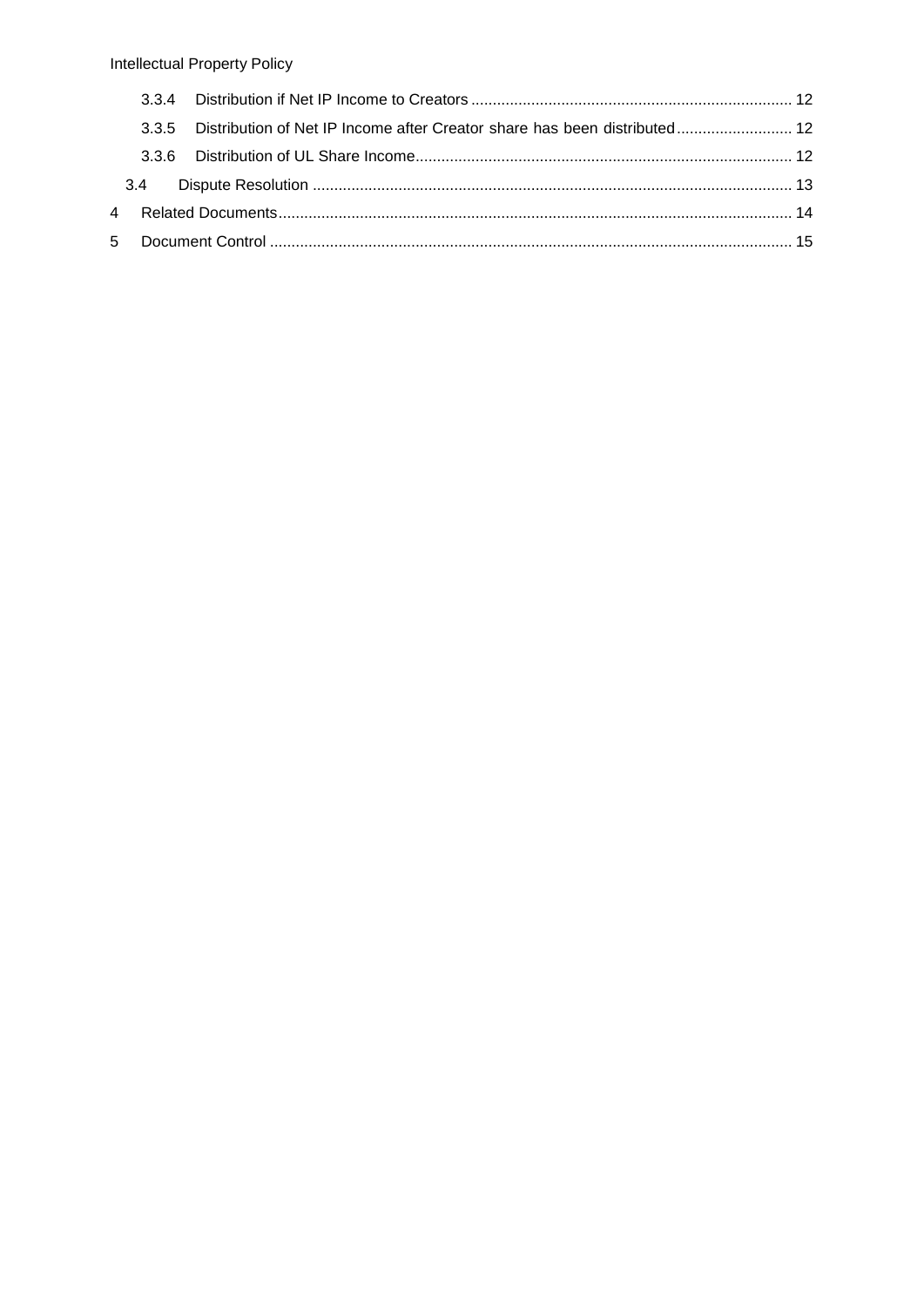3.3.4 Distribution if Net IP Income to Creators .......... 12

3.3.5 Distribution of Net IP Income after Creator share has been distributed .......... 12

3.3.6 Distribution of UL Share Income .......... 12

3.4 Dispute Resolution .......... 13

4 Related Documents .......... 14

5 Document Control .......... 15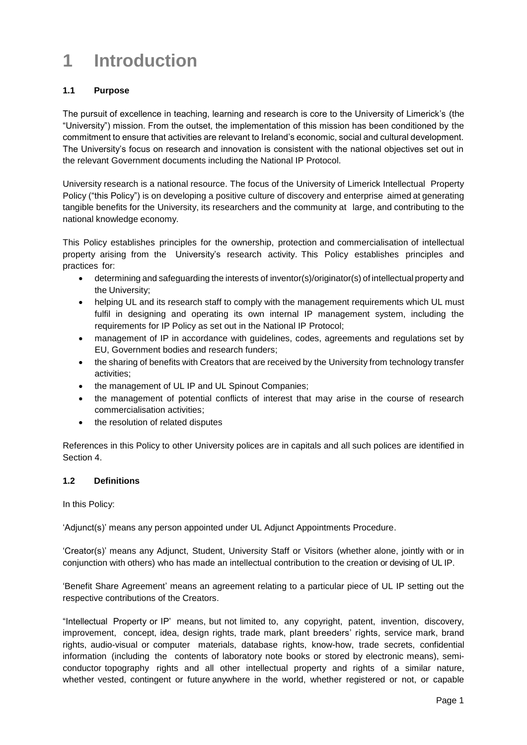# 1 Introduction

### 1.1 Purpose

The pursuit of excellence in teaching, learning and research is core to the University of Limerick's (the "University") mission. From the outset, the implementation of this mission has been conditioned by the commitment to ensure that activities are relevant to Ireland's economic, social and cultural development. The University's focus on research and innovation is consistent with the national objectives set out in the relevant Government documents including the National IP Protocol.

University research is a national resource. The focus of the University of Limerick Intellectual Property Policy ("this Policy") is on developing a positive culture of discovery and enterprise aimed at generating tangible benefits for the University, its researchers and the community at large, and contributing to the national knowledge economy.

This Policy establishes principles for the ownership, protection and commercialisation of intellectual property arising from the University's research activity. This Policy establishes principles and practices for:

- determining and safeguarding the interests of inventor(s)/originator(s) of intellectual property and the University;
- helping UL and its research staff to comply with the management requirements which UL must fulfil in designing and operating its own internal IP management system, including the requirements for IP Policy as set out in the National IP Protocol;
- management of IP in accordance with guidelines, codes, agreements and regulations set by EU, Government bodies and research funders;
- the sharing of benefits with Creators that are received by the University from technology transfer activities;
- the management of UL IP and UL Spinout Companies;
- the management of potential conflicts of interest that may arise in the course of research commercialisation activities;
- the resolution of related disputes

References in this Policy to other University polices are in capitals and all such polices are identified in Section 4.

### 1.2 Definitions

In this Policy:

'Adjunct(s)' means any person appointed under UL Adjunct Appointments Procedure.

'Creator(s)' means any Adjunct, Student, University Staff or Visitors (whether alone, jointly with or in conjunction with others) who has made an intellectual contribution to the creation or devising of UL IP.

'Benefit Share Agreement' means an agreement relating to a particular piece of UL IP setting out the respective contributions of the Creators.

"Intellectual Property or IP' means, but not limited to, any copyright, patent, invention, discovery, improvement, concept, idea, design rights, trade mark, plant breeders' rights, service mark, brand rights, audio-visual or computer materials, database rights, know-how, trade secrets, confidential information (including the contents of laboratory note books or stored by electronic means), semi-conductor topography rights and all other intellectual property and rights of a similar nature, whether vested, contingent or future anywhere in the world, whether registered or not, or capable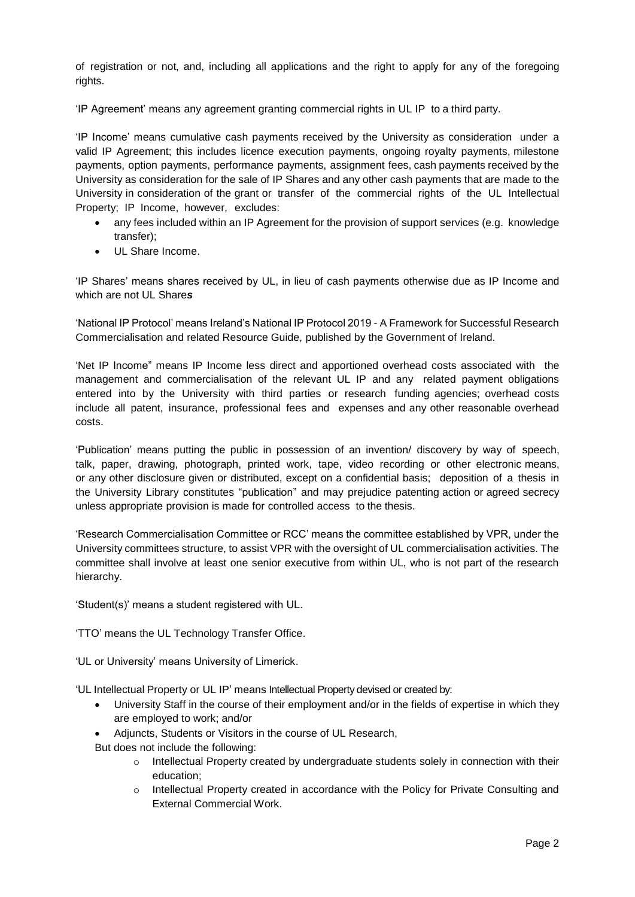of registration or not, and, including all applications and the right to apply for any of the foregoing rights.

'IP Agreement' means any agreement granting commercial rights in UL IP to a third party.

'IP Income' means cumulative cash payments received by the University as consideration under a valid IP Agreement; this includes licence execution payments, ongoing royalty payments, milestone payments, option payments, performance payments, assignment fees, cash payments received by the University as consideration for the sale of IP Shares and any other cash payments that are made to the University in consideration of the grant or transfer of the commercial rights of the UL Intellectual Property; IP Income, however, excludes:

- any fees included within an IP Agreement for the provision of support services (e.g. knowledge transfer);
- UL Share Income.

'IP Shares' means shares received by UL, in lieu of cash payments otherwise due as IP Income and which are not UL Share***s***

'National IP Protocol' means Ireland's National IP Protocol 2019 - A Framework for Successful Research Commercialisation and related Resource Guide, published by the Government of Ireland.

'Net IP Income" means IP Income less direct and apportioned overhead costs associated with the management and commercialisation of the relevant UL IP and any related payment obligations entered into by the University with third parties or research funding agencies; overhead costs include all patent, insurance, professional fees and expenses and any other reasonable overhead costs.

'Publication' means putting the public in possession of an invention/ discovery by way of speech, talk, paper, drawing, photograph, printed work, tape, video recording or other electronic means, or any other disclosure given or distributed, except on a confidential basis; deposition of a thesis in the University Library constitutes "publication" and may prejudice patenting action or agreed secrecy unless appropriate provision is made for controlled access to the thesis.

'Research Commercialisation Committee or RCC' means the committee established by VPR, under the University committees structure, to assist VPR with the oversight of UL commercialisation activities. The committee shall involve at least one senior executive from within UL, who is not part of the research hierarchy.

'Student(s)' means a student registered with UL.

'TTO' means the UL Technology Transfer Office.

'UL or University' means University of Limerick.

'UL Intellectual Property or UL IP' means Intellectual Property devised or created by:

- University Staff in the course of their employment and/or in the fields of expertise in which they are employed to work; and/or
- Adjuncts, Students or Visitors in the course of UL Research,

But does not include the following:

- Intellectual Property created by undergraduate students solely in connection with their education;
- Intellectual Property created in accordance with the Policy for Private Consulting and External Commercial Work.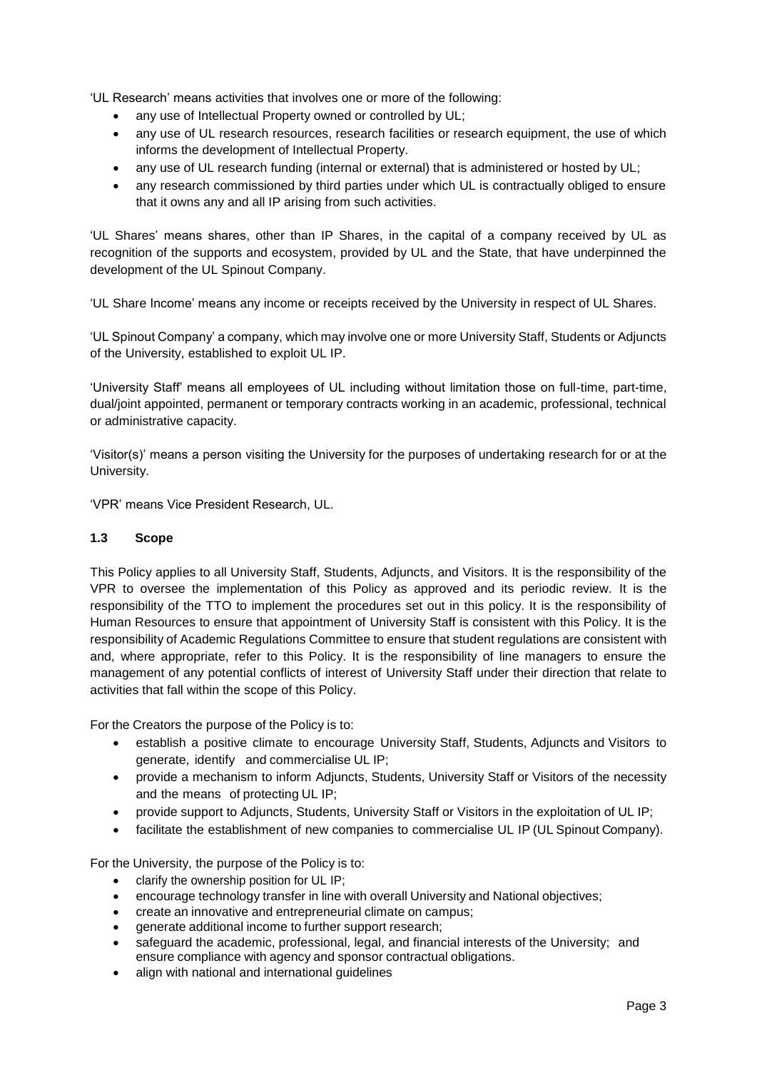'UL Research' means activities that involves one or more of the following:

- any use of Intellectual Property owned or controlled by UL;
- any use of UL research resources, research facilities or research equipment, the use of which informs the development of Intellectual Property.
- any use of UL research funding (internal or external) that is administered or hosted by UL;
- any research commissioned by third parties under which UL is contractually obliged to ensure that it owns any and all IP arising from such activities.

'UL Shares' means shares, other than IP Shares, in the capital of a company received by UL as recognition of the supports and ecosystem, provided by UL and the State, that have underpinned the development of the UL Spinout Company.

'UL Share Income' means any income or receipts received by the University in respect of UL Shares.

'UL Spinout Company' a company, which may involve one or more University Staff, Students or Adjuncts of the University, established to exploit UL IP.

'University Staff' means all employees of UL including without limitation those on full-time, part-time, dual/joint appointed, permanent or temporary contracts working in an academic, professional, technical or administrative capacity.

'Visitor(s)' means a person visiting the University for the purposes of undertaking research for or at the University.

'VPR' means Vice President Research, UL.

### 1.3 Scope

This Policy applies to all University Staff, Students, Adjuncts, and Visitors. It is the responsibility of the VPR to oversee the implementation of this Policy as approved and its periodic review. It is the responsibility of the TTO to implement the procedures set out in this policy. It is the responsibility of Human Resources to ensure that appointment of University Staff is consistent with this Policy. It is the responsibility of Academic Regulations Committee to ensure that student regulations are consistent with and, where appropriate, refer to this Policy. It is the responsibility of line managers to ensure the management of any potential conflicts of interest of University Staff under their direction that relate to activities that fall within the scope of this Policy.

For the Creators the purpose of the Policy is to:

- establish a positive climate to encourage University Staff, Students, Adjuncts and Visitors to generate, identify and commercialise UL IP;
- provide a mechanism to inform Adjuncts, Students, University Staff or Visitors of the necessity and the means of protecting UL IP;
- provide support to Adjuncts, Students, University Staff or Visitors in the exploitation of UL IP;
- facilitate the establishment of new companies to commercialise UL IP (UL Spinout Company).

For the University, the purpose of the Policy is to:

- clarify the ownership position for UL IP;
- encourage technology transfer in line with overall University and National objectives;
- create an innovative and entrepreneurial climate on campus;
- generate additional income to further support research;
- safeguard the academic, professional, legal, and financial interests of the University; and ensure compliance with agency and sponsor contractual obligations.
- align with national and international guidelines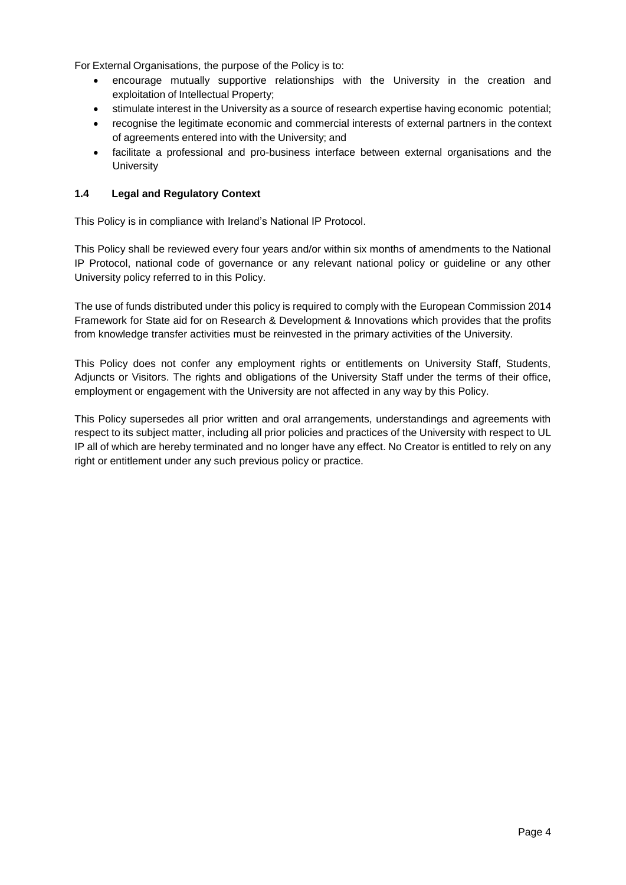For External Organisations, the purpose of the Policy is to:

- encourage mutually supportive relationships with the University in the creation and exploitation of Intellectual Property;
- stimulate interest in the University as a source of research expertise having economic potential;
- recognise the legitimate economic and commercial interests of external partners in the context of agreements entered into with the University; and
- facilitate a professional and pro-business interface between external organisations and the University

### 1.4 Legal and Regulatory Context

This Policy is in compliance with Ireland's National IP Protocol.

This Policy shall be reviewed every four years and/or within six months of amendments to the National IP Protocol, national code of governance or any relevant national policy or guideline or any other University policy referred to in this Policy.

The use of funds distributed under this policy is required to comply with the European Commission 2014 Framework for State aid for on Research & Development & Innovations which provides that the profits from knowledge transfer activities must be reinvested in the primary activities of the University.

This Policy does not confer any employment rights or entitlements on University Staff, Students, Adjuncts or Visitors. The rights and obligations of the University Staff under the terms of their office, employment or engagement with the University are not affected in any way by this Policy.

This Policy supersedes all prior written and oral arrangements, understandings and agreements with respect to its subject matter, including all prior policies and practices of the University with respect to UL IP all of which are hereby terminated and no longer have any effect. No Creator is entitled to rely on any right or entitlement under any such previous policy or practice.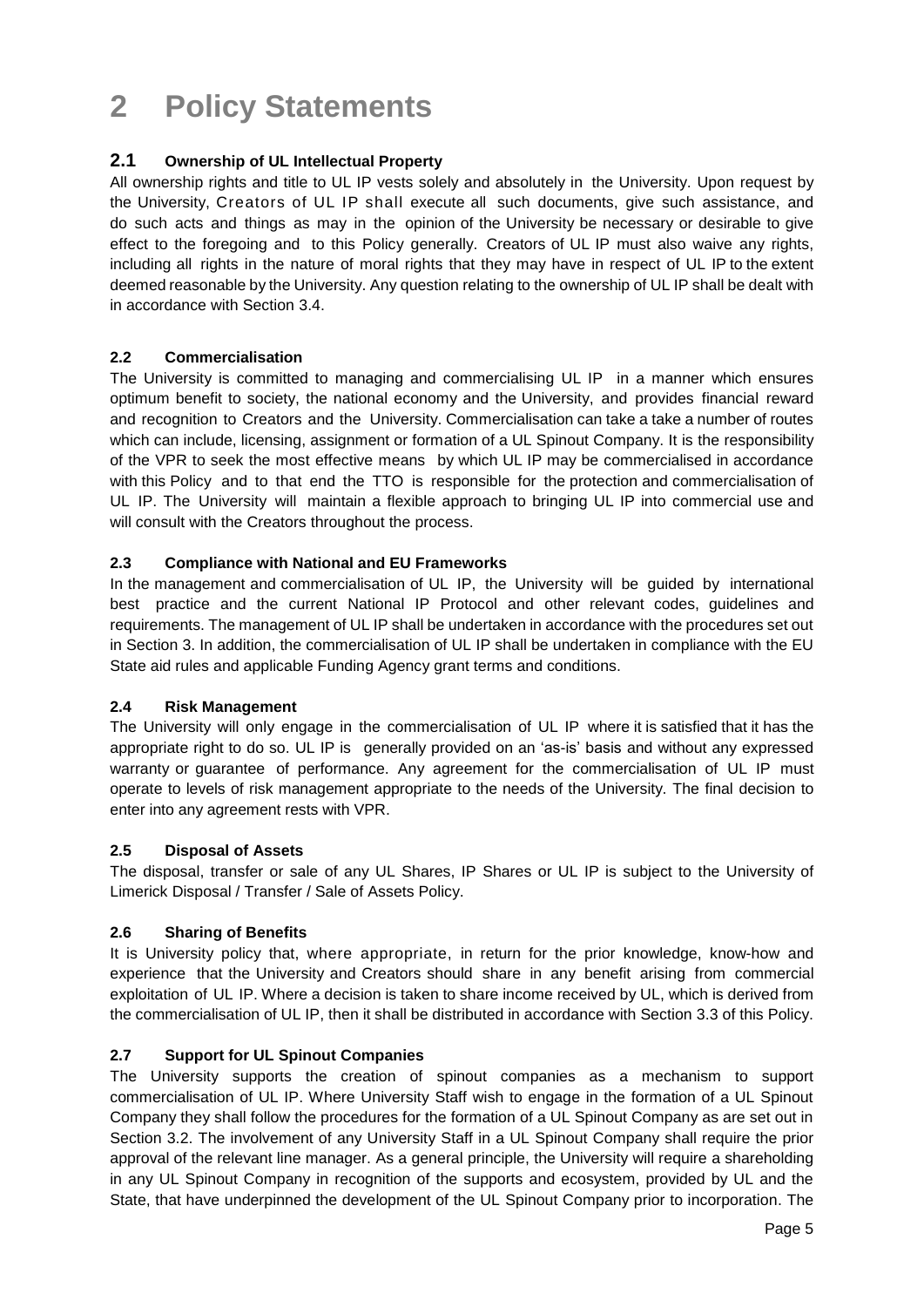# 2 Policy Statements

## 2.1 Ownership of UL Intellectual Property

All ownership rights and title to UL IP vests solely and absolutely in the University. Upon request by the University, Creators of UL IP shall execute all such documents, give such assistance, and do such acts and things as may in the opinion of the University be necessary or desirable to give effect to the foregoing and to this Policy generally. Creators of UL IP must also waive any rights, including all rights in the nature of moral rights that they may have in respect of UL IP to the extent deemed reasonable by the University. Any question relating to the ownership of UL IP shall be dealt with in accordance with Section 3.4.

### 2.2 Commercialisation

The University is committed to managing and commercialising UL IP in a manner which ensures optimum benefit to society, the national economy and the University, and provides financial reward and recognition to Creators and the University. Commercialisation can take a take a number of routes which can include, licensing, assignment or formation of a UL Spinout Company. It is the responsibility of the VPR to seek the most effective means by which UL IP may be commercialised in accordance with this Policy and to that end the TTO is responsible for the protection and commercialisation of UL IP. The University will maintain a flexible approach to bringing UL IP into commercial use and will consult with the Creators throughout the process.

### 2.3 Compliance with National and EU Frameworks

In the management and commercialisation of UL IP, the University will be guided by international best practice and the current National IP Protocol and other relevant codes, guidelines and requirements. The management of UL IP shall be undertaken in accordance with the procedures set out in Section 3. In addition, the commercialisation of UL IP shall be undertaken in compliance with the EU State aid rules and applicable Funding Agency grant terms and conditions.

### 2.4 Risk Management

The University will only engage in the commercialisation of UL IP where it is satisfied that it has the appropriate right to do so. UL IP is generally provided on an 'as-is' basis and without any expressed warranty or guarantee of performance. Any agreement for the commercialisation of UL IP must operate to levels of risk management appropriate to the needs of the University. The final decision to enter into any agreement rests with VPR.

### 2.5 Disposal of Assets

The disposal, transfer or sale of any UL Shares, IP Shares or UL IP is subject to the University of Limerick Disposal / Transfer / Sale of Assets Policy.

### 2.6 Sharing of Benefits

It is University policy that, where appropriate, in return for the prior knowledge, know-how and experience that the University and Creators should share in any benefit arising from commercial exploitation of UL IP. Where a decision is taken to share income received by UL, which is derived from the commercialisation of UL IP, then it shall be distributed in accordance with Section 3.3 of this Policy.

### 2.7 Support for UL Spinout Companies

The University supports the creation of spinout companies as a mechanism to support commercialisation of UL IP. Where University Staff wish to engage in the formation of a UL Spinout Company they shall follow the procedures for the formation of a UL Spinout Company as are set out in Section 3.2. The involvement of any University Staff in a UL Spinout Company shall require the prior approval of the relevant line manager. As a general principle, the University will require a shareholding in any UL Spinout Company in recognition of the supports and ecosystem, provided by UL and the State, that have underpinned the development of the UL Spinout Company prior to incorporation. The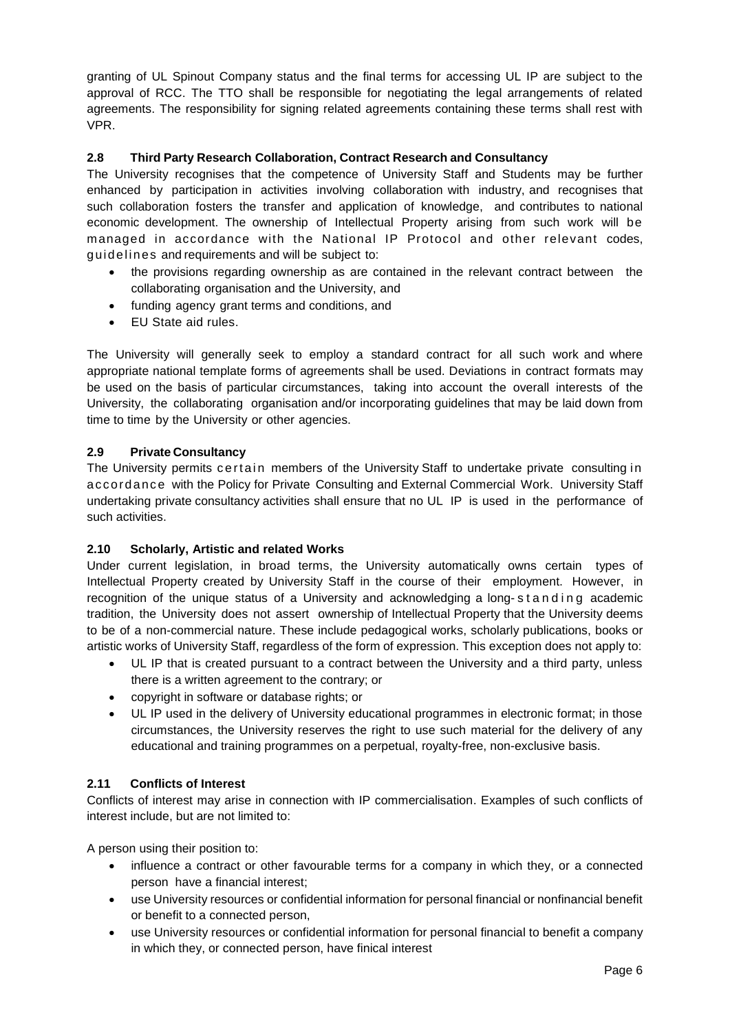granting of UL Spinout Company status and the final terms for accessing UL IP are subject to the approval of RCC. The TTO shall be responsible for negotiating the legal arrangements of related agreements. The responsibility for signing related agreements containing these terms shall rest with VPR.

### 2.8 Third Party Research Collaboration, Contract Research and Consultancy

The University recognises that the competence of University Staff and Students may be further enhanced by participation in activities involving collaboration with industry, and recognises that such collaboration fosters the transfer and application of knowledge, and contributes to national economic development. The ownership of Intellectual Property arising from such work will be managed in accordance with the National IP Protocol and other relevant codes, guidelines and requirements and will be subject to:

- the provisions regarding ownership as are contained in the relevant contract between the collaborating organisation and the University, and
- funding agency grant terms and conditions, and
- EU State aid rules.

The University will generally seek to employ a standard contract for all such work and where appropriate national template forms of agreements shall be used. Deviations in contract formats may be used on the basis of particular circumstances, taking into account the overall interests of the University, the collaborating organisation and/or incorporating guidelines that may be laid down from time to time by the University or other agencies.

### 2.9 Private Consultancy

The University permits certain members of the University Staff to undertake private consulting in accordance with the Policy for Private Consulting and External Commercial Work. University Staff undertaking private consultancy activities shall ensure that no UL IP is used in the performance of such activities.

### 2.10 Scholarly, Artistic and related Works

Under current legislation, in broad terms, the University automatically owns certain types of Intellectual Property created by University Staff in the course of their employment. However, in recognition of the unique status of a University and acknowledging a long-standing academic tradition, the University does not assert ownership of Intellectual Property that the University deems to be of a non-commercial nature. These include pedagogical works, scholarly publications, books or artistic works of University Staff, regardless of the form of expression. This exception does not apply to:

- UL IP that is created pursuant to a contract between the University and a third party, unless there is a written agreement to the contrary; or
- copyright in software or database rights; or
- UL IP used in the delivery of University educational programmes in electronic format; in those circumstances, the University reserves the right to use such material for the delivery of any educational and training programmes on a perpetual, royalty-free, non-exclusive basis.

### 2.11 Conflicts of Interest

Conflicts of interest may arise in connection with IP commercialisation. Examples of such conflicts of interest include, but are not limited to:

A person using their position to:

- influence a contract or other favourable terms for a company in which they, or a connected person have a financial interest;
- use University resources or confidential information for personal financial or nonfinancial benefit or benefit to a connected person,
- use University resources or confidential information for personal financial to benefit a company in which they, or connected person, have finical interest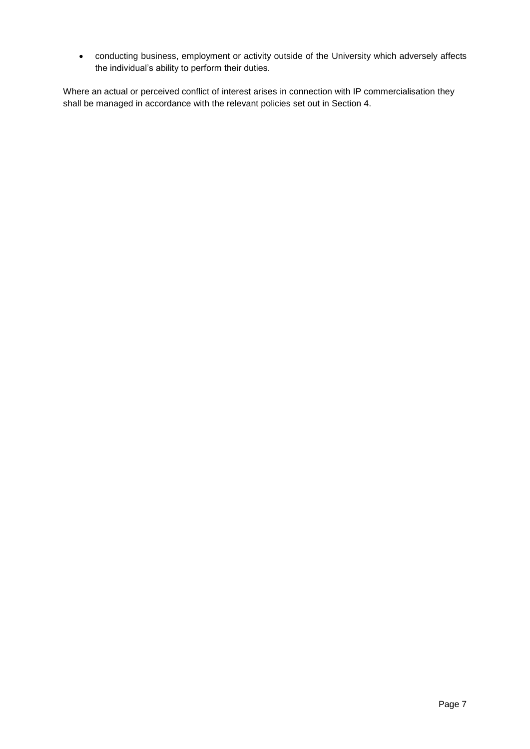- conducting business, employment or activity outside of the University which adversely affects the individual's ability to perform their duties.

Where an actual or perceived conflict of interest arises in connection with IP commercialisation they shall be managed in accordance with the relevant policies set out in Section 4.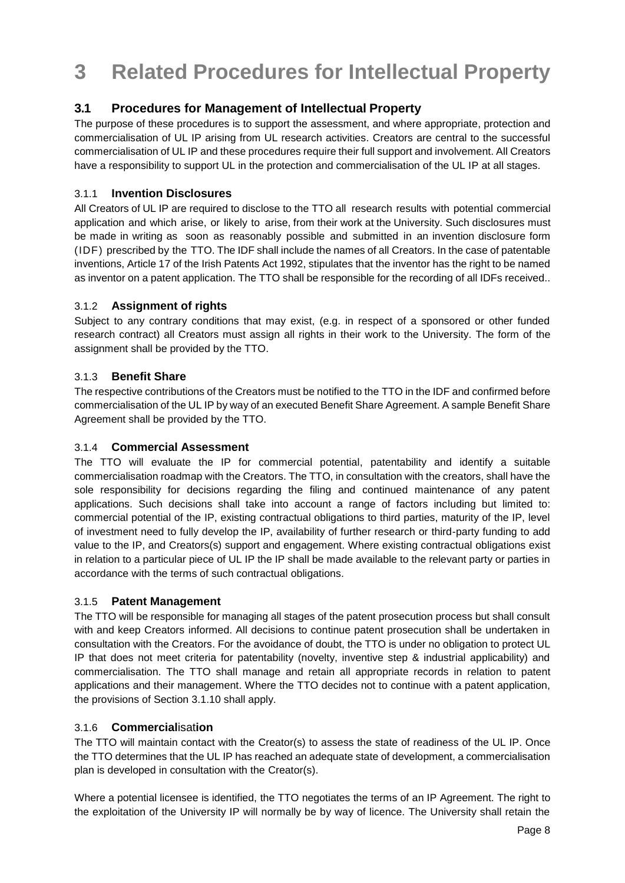# 3 Related Procedures for Intellectual Property

## 3.1 Procedures for Management of Intellectual Property

The purpose of these procedures is to support the assessment, and where appropriate, protection and commercialisation of UL IP arising from UL research activities. Creators are central to the successful commercialisation of UL IP and these procedures require their full support and involvement. All Creators have a responsibility to support UL in the protection and commercialisation of the UL IP at all stages.

### 3.1.1 Invention Disclosures

All Creators of UL IP are required to disclose to the TTO all research results with potential commercial application and which arise, or likely to arise, from their work at the University. Such disclosures must be made in writing as soon as reasonably possible and submitted in an invention disclosure form (IDF) prescribed by the TTO. The IDF shall include the names of all Creators. In the case of patentable inventions, Article 17 of the Irish Patents Act 1992, stipulates that the inventor has the right to be named as inventor on a patent application. The TTO shall be responsible for the recording of all IDFs received..

### 3.1.2 Assignment of rights

Subject to any contrary conditions that may exist, (e.g. in respect of a sponsored or other funded research contract) all Creators must assign all rights in their work to the University. The form of the assignment shall be provided by the TTO.

### 3.1.3 Benefit Share

The respective contributions of the Creators must be notified to the TTO in the IDF and confirmed before commercialisation of the UL IP by way of an executed Benefit Share Agreement. A sample Benefit Share Agreement shall be provided by the TTO.

### 3.1.4 Commercial Assessment

The TTO will evaluate the IP for commercial potential, patentability and identify a suitable commercialisation roadmap with the Creators. The TTO, in consultation with the creators, shall have the sole responsibility for decisions regarding the filing and continued maintenance of any patent applications. Such decisions shall take into account a range of factors including but limited to: commercial potential of the IP, existing contractual obligations to third parties, maturity of the IP, level of investment need to fully develop the IP, availability of further research or third-party funding to add value to the IP, and Creators(s) support and engagement. Where existing contractual obligations exist in relation to a particular piece of UL IP the IP shall be made available to the relevant party or parties in accordance with the terms of such contractual obligations.

### 3.1.5 Patent Management

The TTO will be responsible for managing all stages of the patent prosecution process but shall consult with and keep Creators informed. All decisions to continue patent prosecution shall be undertaken in consultation with the Creators. For the avoidance of doubt, the TTO is under no obligation to protect UL IP that does not meet criteria for patentability (novelty, inventive step & industrial applicability) and commercialisation. The TTO shall manage and retain all appropriate records in relation to patent applications and their management. Where the TTO decides not to continue with a patent application, the provisions of Section 3.1.10 shall apply.

### 3.1.6 Commercialisation

The TTO will maintain contact with the Creator(s) to assess the state of readiness of the UL IP. Once the TTO determines that the UL IP has reached an adequate state of development, a commercialisation plan is developed in consultation with the Creator(s).

Where a potential licensee is identified, the TTO negotiates the terms of an IP Agreement. The right to the exploitation of the University IP will normally be by way of licence. The University shall retain the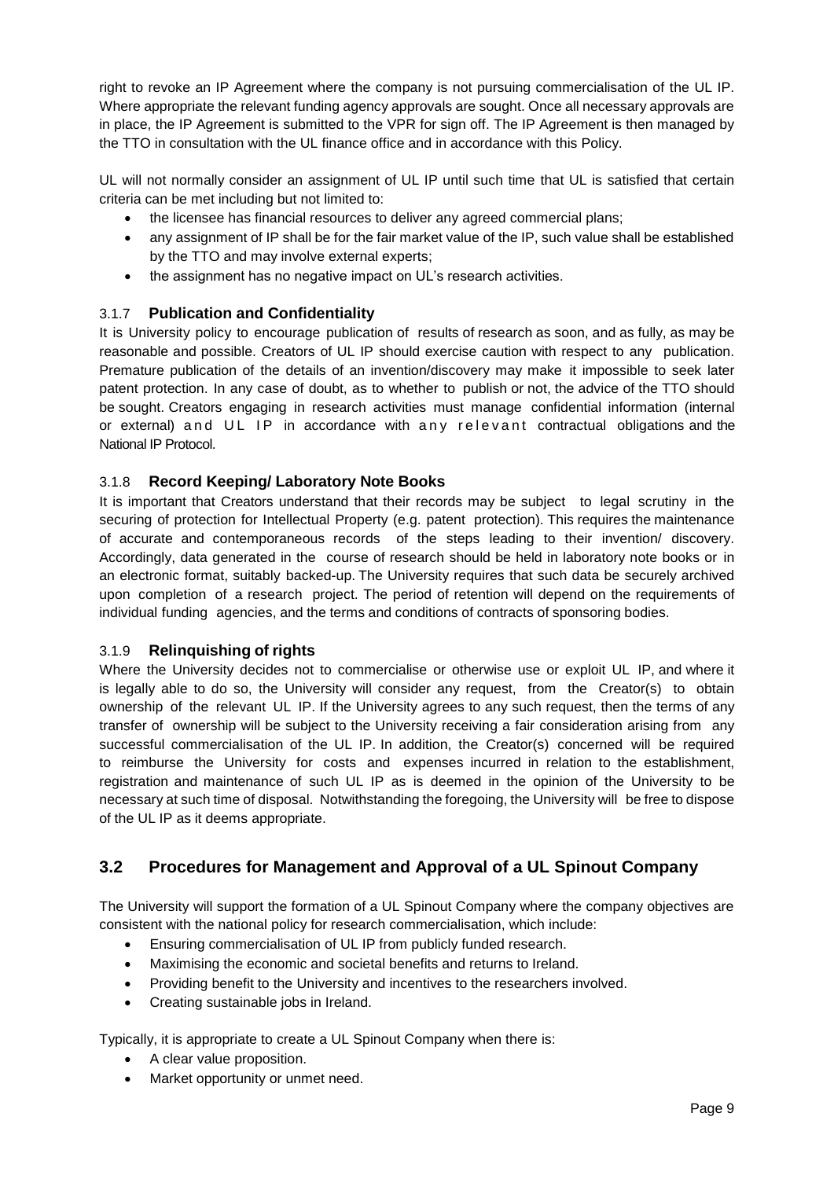right to revoke an IP Agreement where the company is not pursuing commercialisation of the UL IP. Where appropriate the relevant funding agency approvals are sought. Once all necessary approvals are in place, the IP Agreement is submitted to the VPR for sign off. The IP Agreement is then managed by the TTO in consultation with the UL finance office and in accordance with this Policy.

UL will not normally consider an assignment of UL IP until such time that UL is satisfied that certain criteria can be met including but not limited to:

- the licensee has financial resources to deliver any agreed commercial plans;
- any assignment of IP shall be for the fair market value of the IP, such value shall be established by the TTO and may involve external experts;
- the assignment has no negative impact on UL's research activities.

### 3.1.7 **Publication and Confidentiality**

It is University policy to encourage publication of results of research as soon, and as fully, as may be reasonable and possible. Creators of UL IP should exercise caution with respect to any publication. Premature publication of the details of an invention/discovery may make it impossible to seek later patent protection. In any case of doubt, as to whether to publish or not, the advice of the TTO should be sought. Creators engaging in research activities must manage confidential information (internal or external) and UL IP in accordance with any relevant contractual obligations and the National IP Protocol.

### 3.1.8 **Record Keeping/ Laboratory Note Books**

It is important that Creators understand that their records may be subject to legal scrutiny in the securing of protection for Intellectual Property (e.g. patent protection). This requires the maintenance of accurate and contemporaneous records of the steps leading to their invention/ discovery. Accordingly, data generated in the course of research should be held in laboratory note books or in an electronic format, suitably backed-up. The University requires that such data be securely archived upon completion of a research project. The period of retention will depend on the requirements of individual funding agencies, and the terms and conditions of contracts of sponsoring bodies.

### 3.1.9 **Relinquishing of rights**

Where the University decides not to commercialise or otherwise use or exploit UL IP, and where it is legally able to do so, the University will consider any request, from the Creator(s) to obtain ownership of the relevant UL IP. If the University agrees to any such request, then the terms of any transfer of ownership will be subject to the University receiving a fair consideration arising from any successful commercialisation of the UL IP. In addition, the Creator(s) concerned will be required to reimburse the University for costs and expenses incurred in relation to the establishment, registration and maintenance of such UL IP as is deemed in the opinion of the University to be necessary at such time of disposal. Notwithstanding the foregoing, the University will be free to dispose of the UL IP as it deems appropriate.

## 3.2 Procedures for Management and Approval of a UL Spinout Company

The University will support the formation of a UL Spinout Company where the company objectives are consistent with the national policy for research commercialisation, which include:

- Ensuring commercialisation of UL IP from publicly funded research.
- Maximising the economic and societal benefits and returns to Ireland.
- Providing benefit to the University and incentives to the researchers involved.
- Creating sustainable jobs in Ireland.

Typically, it is appropriate to create a UL Spinout Company when there is:

- A clear value proposition.
- Market opportunity or unmet need.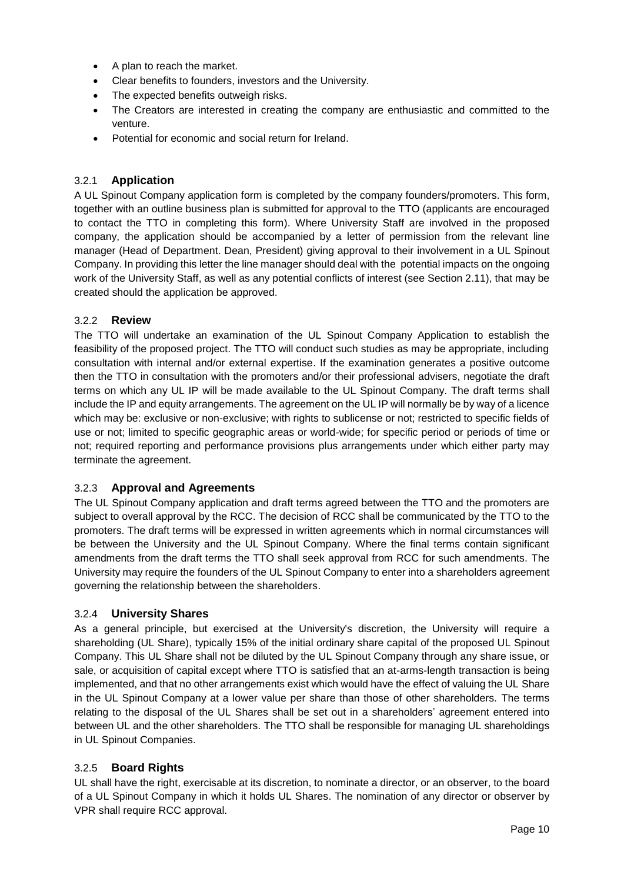- A plan to reach the market.
- Clear benefits to founders, investors and the University.
- The expected benefits outweigh risks.
- The Creators are interested in creating the company are enthusiastic and committed to the venture.
- Potential for economic and social return for Ireland.

### 3.2.1 Application

A UL Spinout Company application form is completed by the company founders/promoters. This form, together with an outline business plan is submitted for approval to the TTO (applicants are encouraged to contact the TTO in completing this form). Where University Staff are involved in the proposed company, the application should be accompanied by a letter of permission from the relevant line manager (Head of Department. Dean, President) giving approval to their involvement in a UL Spinout Company. In providing this letter the line manager should deal with the potential impacts on the ongoing work of the University Staff, as well as any potential conflicts of interest (see Section 2.11), that may be created should the application be approved.

### 3.2.2 Review

The TTO will undertake an examination of the UL Spinout Company Application to establish the feasibility of the proposed project. The TTO will conduct such studies as may be appropriate, including consultation with internal and/or external expertise. If the examination generates a positive outcome then the TTO in consultation with the promoters and/or their professional advisers, negotiate the draft terms on which any UL IP will be made available to the UL Spinout Company. The draft terms shall include the IP and equity arrangements. The agreement on the UL IP will normally be by way of a licence which may be: exclusive or non-exclusive; with rights to sublicense or not; restricted to specific fields of use or not; limited to specific geographic areas or world-wide; for specific period or periods of time or not; required reporting and performance provisions plus arrangements under which either party may terminate the agreement.

### 3.2.3 Approval and Agreements

The UL Spinout Company application and draft terms agreed between the TTO and the promoters are subject to overall approval by the RCC. The decision of RCC shall be communicated by the TTO to the promoters. The draft terms will be expressed in written agreements which in normal circumstances will be between the University and the UL Spinout Company. Where the final terms contain significant amendments from the draft terms the TTO shall seek approval from RCC for such amendments. The University may require the founders of the UL Spinout Company to enter into a shareholders agreement governing the relationship between the shareholders.

### 3.2.4 University Shares

As a general principle, but exercised at the University's discretion, the University will require a shareholding (UL Share), typically 15% of the initial ordinary share capital of the proposed UL Spinout Company. This UL Share shall not be diluted by the UL Spinout Company through any share issue, or sale, or acquisition of capital except where TTO is satisfied that an at-arms-length transaction is being implemented, and that no other arrangements exist which would have the effect of valuing the UL Share in the UL Spinout Company at a lower value per share than those of other shareholders. The terms relating to the disposal of the UL Shares shall be set out in a shareholders' agreement entered into between UL and the other shareholders. The TTO shall be responsible for managing UL shareholdings in UL Spinout Companies.

### 3.2.5 Board Rights

UL shall have the right, exercisable at its discretion, to nominate a director, or an observer, to the board of a UL Spinout Company in which it holds UL Shares. The nomination of any director or observer by VPR shall require RCC approval.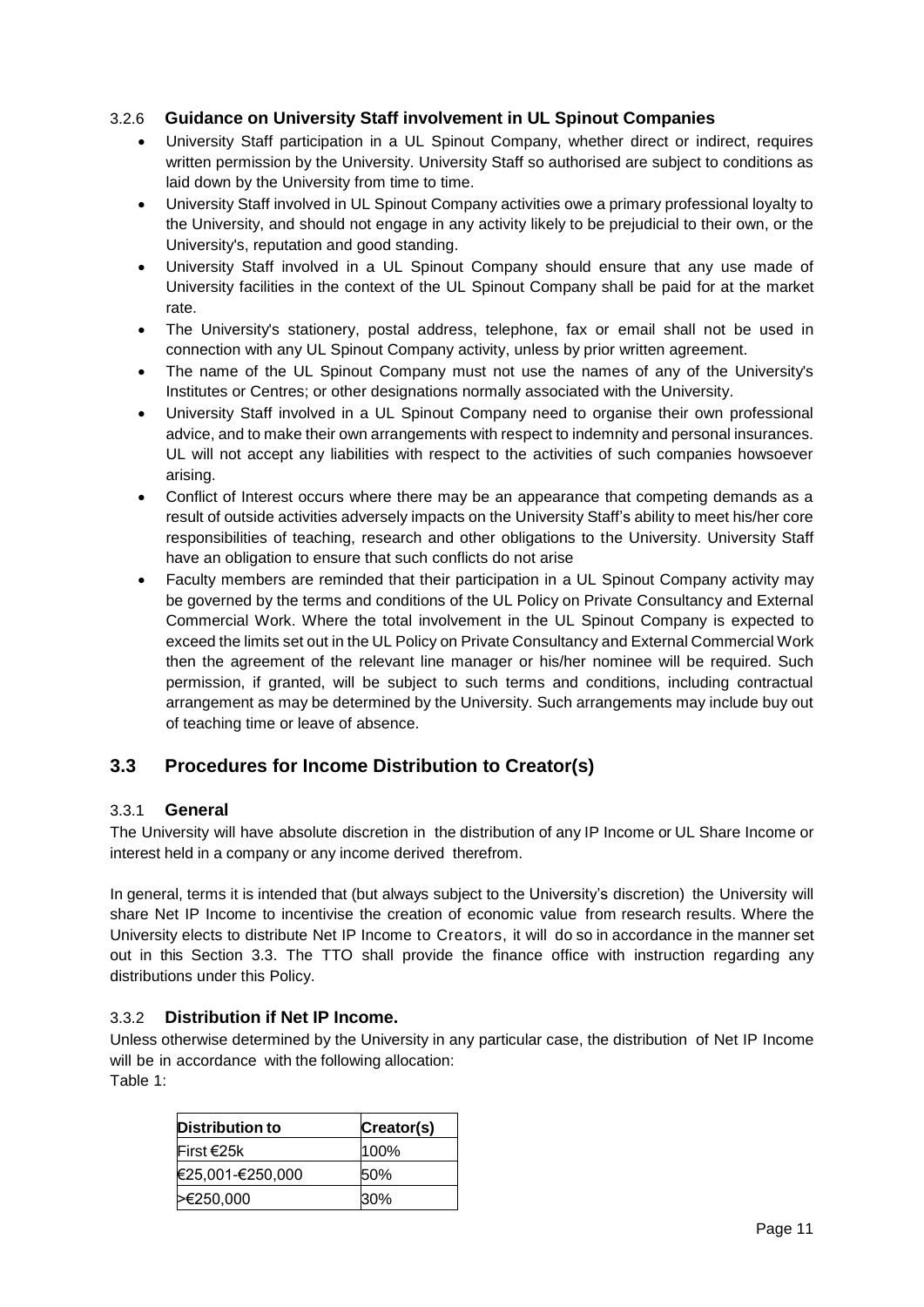#### 3.2.6 Guidance on University Staff involvement in UL Spinout Companies

- University Staff participation in a UL Spinout Company, whether direct or indirect, requires written permission by the University. University Staff so authorised are subject to conditions as laid down by the University from time to time.
- University Staff involved in UL Spinout Company activities owe a primary professional loyalty to the University, and should not engage in any activity likely to be prejudicial to their own, or the University's, reputation and good standing.
- University Staff involved in a UL Spinout Company should ensure that any use made of University facilities in the context of the UL Spinout Company shall be paid for at the market rate.
- The University's stationery, postal address, telephone, fax or email shall not be used in connection with any UL Spinout Company activity, unless by prior written agreement.
- The name of the UL Spinout Company must not use the names of any of the University's Institutes or Centres; or other designations normally associated with the University.
- University Staff involved in a UL Spinout Company need to organise their own professional advice, and to make their own arrangements with respect to indemnity and personal insurances. UL will not accept any liabilities with respect to the activities of such companies howsoever arising.
- Conflict of Interest occurs where there may be an appearance that competing demands as a result of outside activities adversely impacts on the University Staff's ability to meet his/her core responsibilities of teaching, research and other obligations to the University. University Staff have an obligation to ensure that such conflicts do not arise
- Faculty members are reminded that their participation in a UL Spinout Company activity may be governed by the terms and conditions of the UL Policy on Private Consultancy and External Commercial Work. Where the total involvement in the UL Spinout Company is expected to exceed the limits set out in the UL Policy on Private Consultancy and External Commercial Work then the agreement of the relevant line manager or his/her nominee will be required. Such permission, if granted, will be subject to such terms and conditions, including contractual arrangement as may be determined by the University. Such arrangements may include buy out of teaching time or leave of absence.

## 3.3 Procedures for Income Distribution to Creator(s)

#### 3.3.1 General

The University will have absolute discretion in the distribution of any IP Income or UL Share Income or interest held in a company or any income derived therefrom.

In general, terms it is intended that (but always subject to the University's discretion) the University will share Net IP Income to incentivise the creation of economic value from research results. Where the University elects to distribute Net IP Income to Creators, it will do so in accordance in the manner set out in this Section 3.3. The TTO shall provide the finance office with instruction regarding any distributions under this Policy.

#### 3.3.2 Distribution if Net IP Income.

Unless otherwise determined by the University in any particular case, the distribution of Net IP Income will be in accordance with the following allocation:

Table 1:

| Distribution to | Creator(s) |
|---|---|
| First €25k | 100% |
| €25,001-€250,000 | 50% |
| >€250,000 | 30% |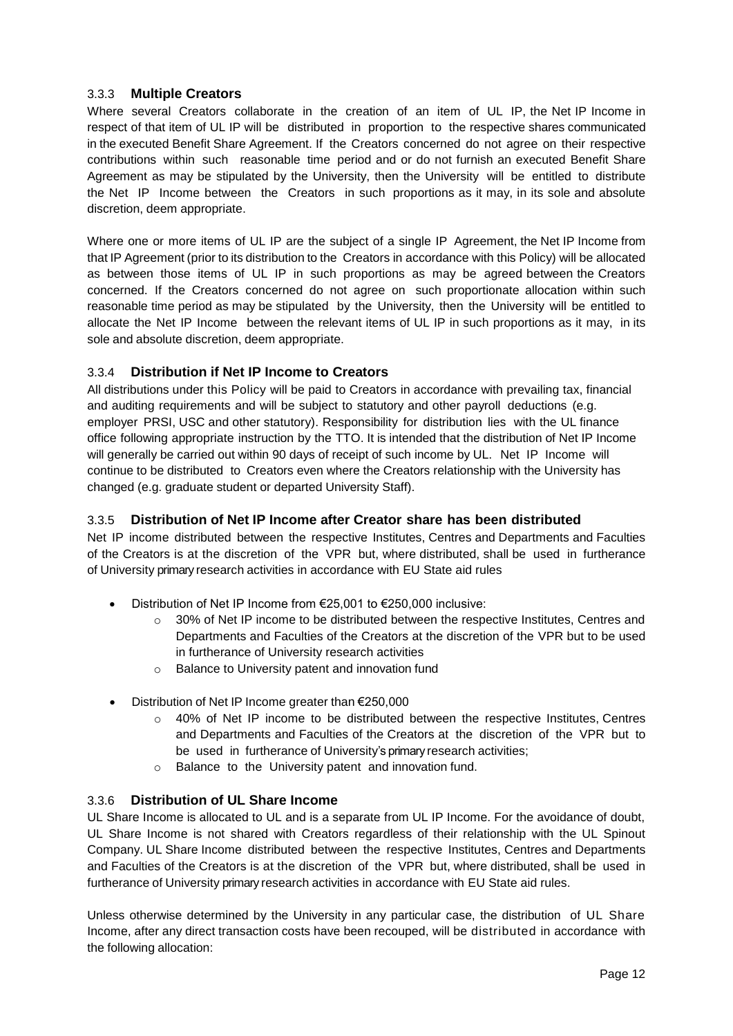### 3.3.3 **Multiple Creators**

Where several Creators collaborate in the creation of an item of UL IP, the Net IP Income in respect of that item of UL IP will be distributed in proportion to the respective shares communicated in the executed Benefit Share Agreement. If the Creators concerned do not agree on their respective contributions within such reasonable time period and or do not furnish an executed Benefit Share Agreement as may be stipulated by the University, then the University will be entitled to distribute the Net IP Income between the Creators in such proportions as it may, in its sole and absolute discretion, deem appropriate.

Where one or more items of UL IP are the subject of a single IP Agreement, the Net IP Income from that IP Agreement (prior to its distribution to the Creators in accordance with this Policy) will be allocated as between those items of UL IP in such proportions as may be agreed between the Creators concerned. If the Creators concerned do not agree on such proportionate allocation within such reasonable time period as may be stipulated by the University, then the University will be entitled to allocate the Net IP Income between the relevant items of UL IP in such proportions as it may, in its sole and absolute discretion, deem appropriate.

### 3.3.4 **Distribution if Net IP Income to Creators**

All distributions under this Policy will be paid to Creators in accordance with prevailing tax, financial and auditing requirements and will be subject to statutory and other payroll deductions (e.g. employer PRSI, USC and other statutory). Responsibility for distribution lies with the UL finance office following appropriate instruction by the TTO. It is intended that the distribution of Net IP Income will generally be carried out within 90 days of receipt of such income by UL. Net IP Income will continue to be distributed to Creators even where the Creators relationship with the University has changed (e.g. graduate student or departed University Staff).

### 3.3.5 **Distribution of Net IP Income after Creator share has been distributed**

Net IP income distributed between the respective Institutes, Centres and Departments and Faculties of the Creators is at the discretion of the VPR but, where distributed, shall be used in furtherance of University primary research activities in accordance with EU State aid rules

- Distribution of Net IP Income from €25,001 to €250,000 inclusive:
  - 30% of Net IP income to be distributed between the respective Institutes, Centres and Departments and Faculties of the Creators at the discretion of the VPR but to be used in furtherance of University research activities
  - Balance to University patent and innovation fund
- Distribution of Net IP Income greater than €250,000
  - 40% of Net IP income to be distributed between the respective Institutes, Centres and Departments and Faculties of the Creators at the discretion of the VPR but to be used in furtherance of University's primary research activities;
  - Balance to the University patent and innovation fund.

### 3.3.6 **Distribution of UL Share Income**

UL Share Income is allocated to UL and is a separate from UL IP Income. For the avoidance of doubt, UL Share Income is not shared with Creators regardless of their relationship with the UL Spinout Company. UL Share Income distributed between the respective Institutes, Centres and Departments and Faculties of the Creators is at the discretion of the VPR but, where distributed, shall be used in furtherance of University primary research activities in accordance with EU State aid rules.

Unless otherwise determined by the University in any particular case, the distribution of UL Share Income, after any direct transaction costs have been recouped, will be distributed in accordance with the following allocation: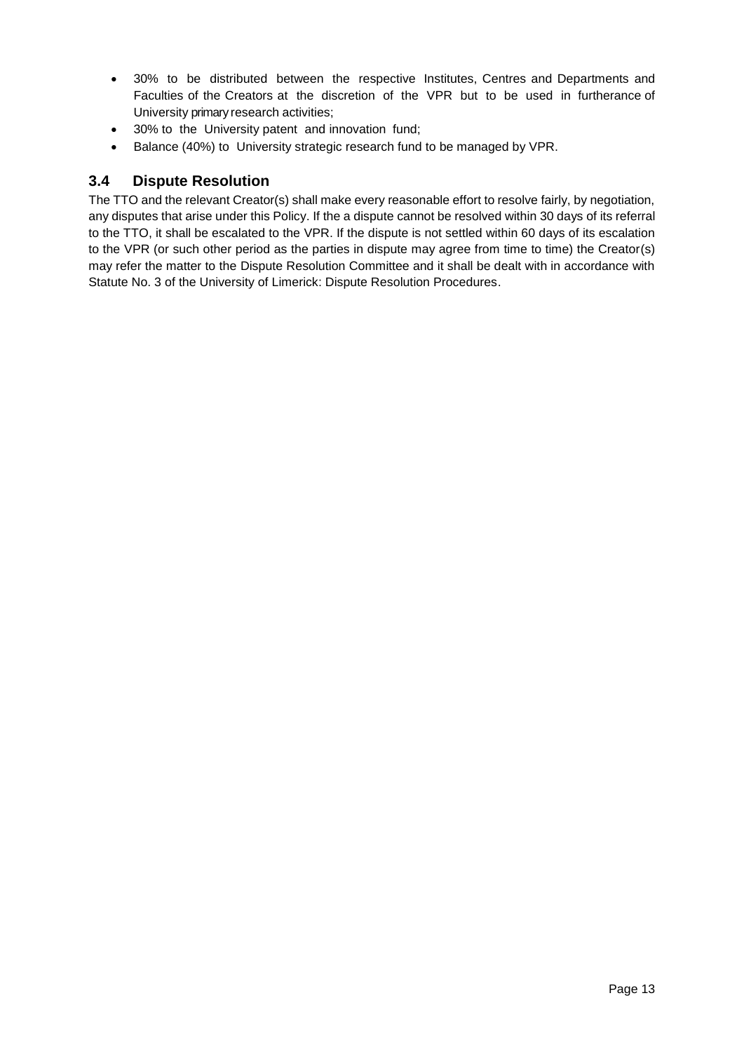- 30% to be distributed between the respective Institutes, Centres and Departments and Faculties of the Creators at the discretion of the VPR but to be used in furtherance of University primary research activities;
- 30% to the University patent and innovation fund;
- Balance (40%) to University strategic research fund to be managed by VPR.

## 3.4 Dispute Resolution

The TTO and the relevant Creator(s) shall make every reasonable effort to resolve fairly, by negotiation, any disputes that arise under this Policy. If the a dispute cannot be resolved within 30 days of its referral to the TTO, it shall be escalated to the VPR. If the dispute is not settled within 60 days of its escalation to the VPR (or such other period as the parties in dispute may agree from time to time) the Creator(s) may refer the matter to the Dispute Resolution Committee and it shall be dealt with in accordance with Statute No. 3 of the University of Limerick: Dispute Resolution Procedures.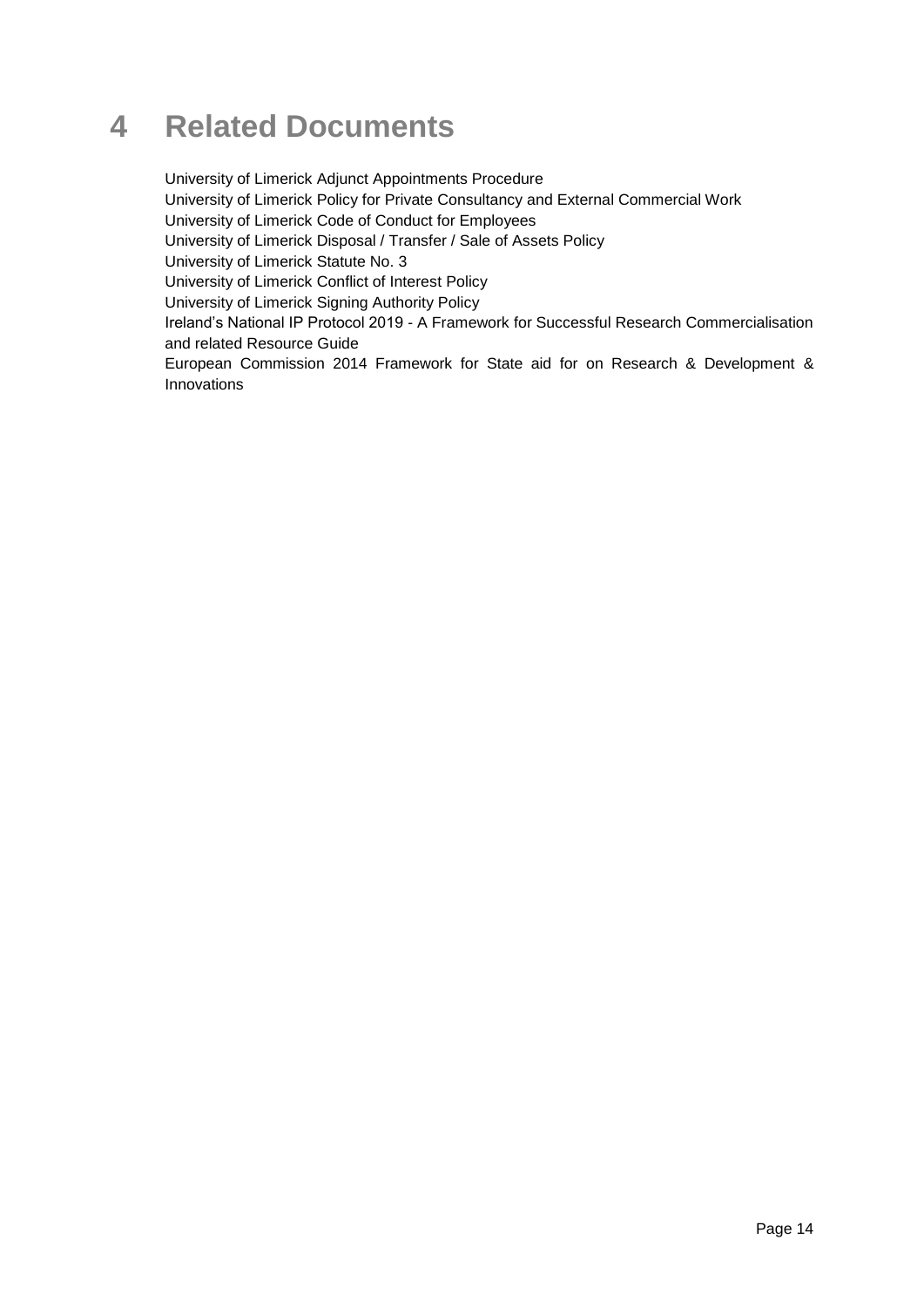# 4 Related Documents

University of Limerick Adjunct Appointments Procedure
University of Limerick Policy for Private Consultancy and External Commercial Work
University of Limerick Code of Conduct for Employees
University of Limerick Disposal / Transfer / Sale of Assets Policy
University of Limerick Statute No. 3
University of Limerick Conflict of Interest Policy
University of Limerick Signing Authority Policy
Ireland's National IP Protocol 2019 - A Framework for Successful Research Commercialisation and related Resource Guide
European Commission 2014 Framework for State aid for on Research & Development & Innovations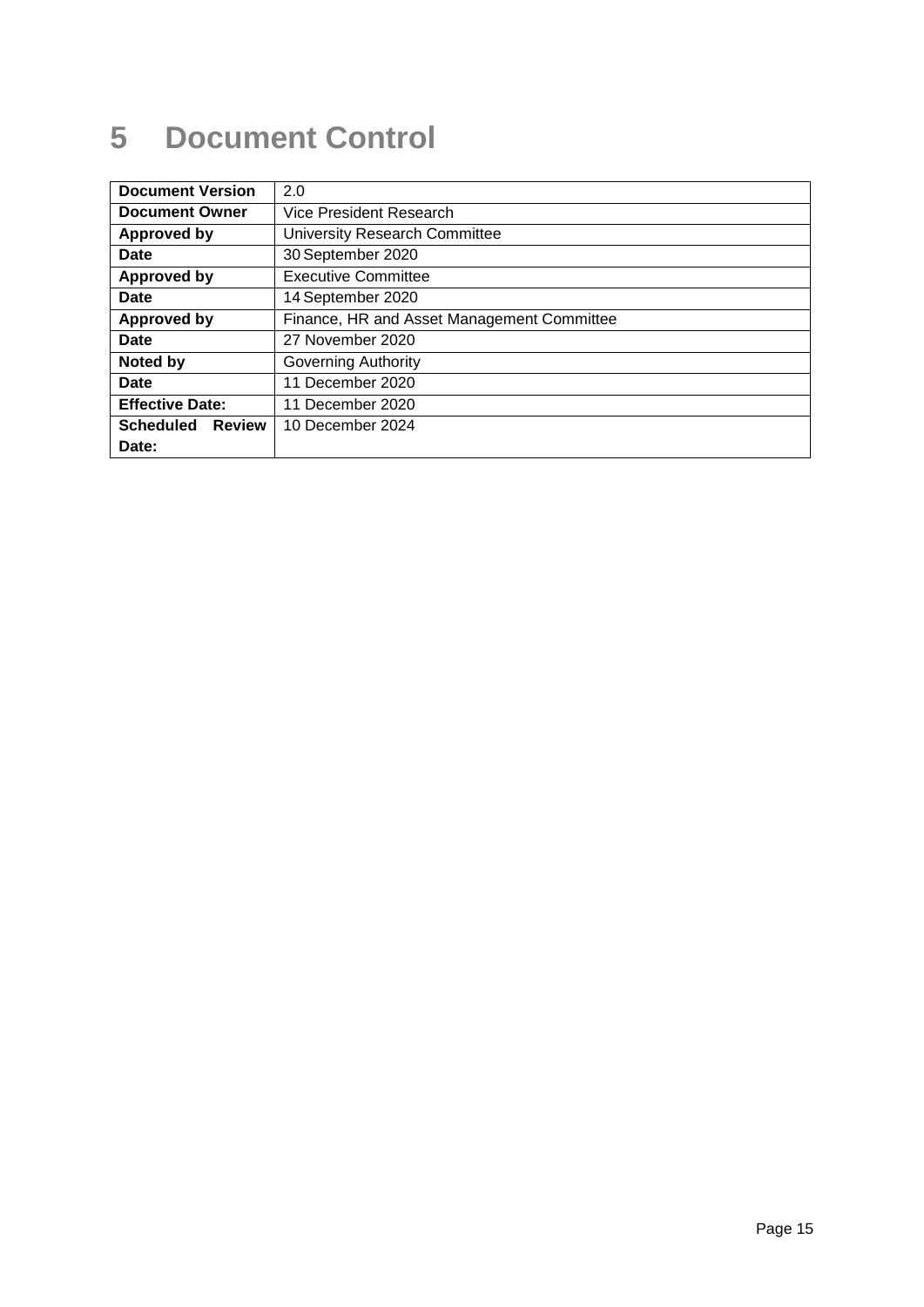# 5 Document Control

| | |
|---|---|
| **Document Version** | 2.0 |
| **Document Owner** | Vice President Research |
| **Approved by** | University Research Committee |
| **Date** | 30 September 2020 |
| **Approved by** | Executive Committee |
| **Date** | 14 September 2020 |
| **Approved by** | Finance, HR and Asset Management Committee |
| **Date** | 27 November 2020 |
| **Noted by** | Governing Authority |
| **Date** | 11 December 2020 |
| **Effective Date:** | 11 December 2020 |
| **Scheduled Review Date:** | 10 December 2024 |